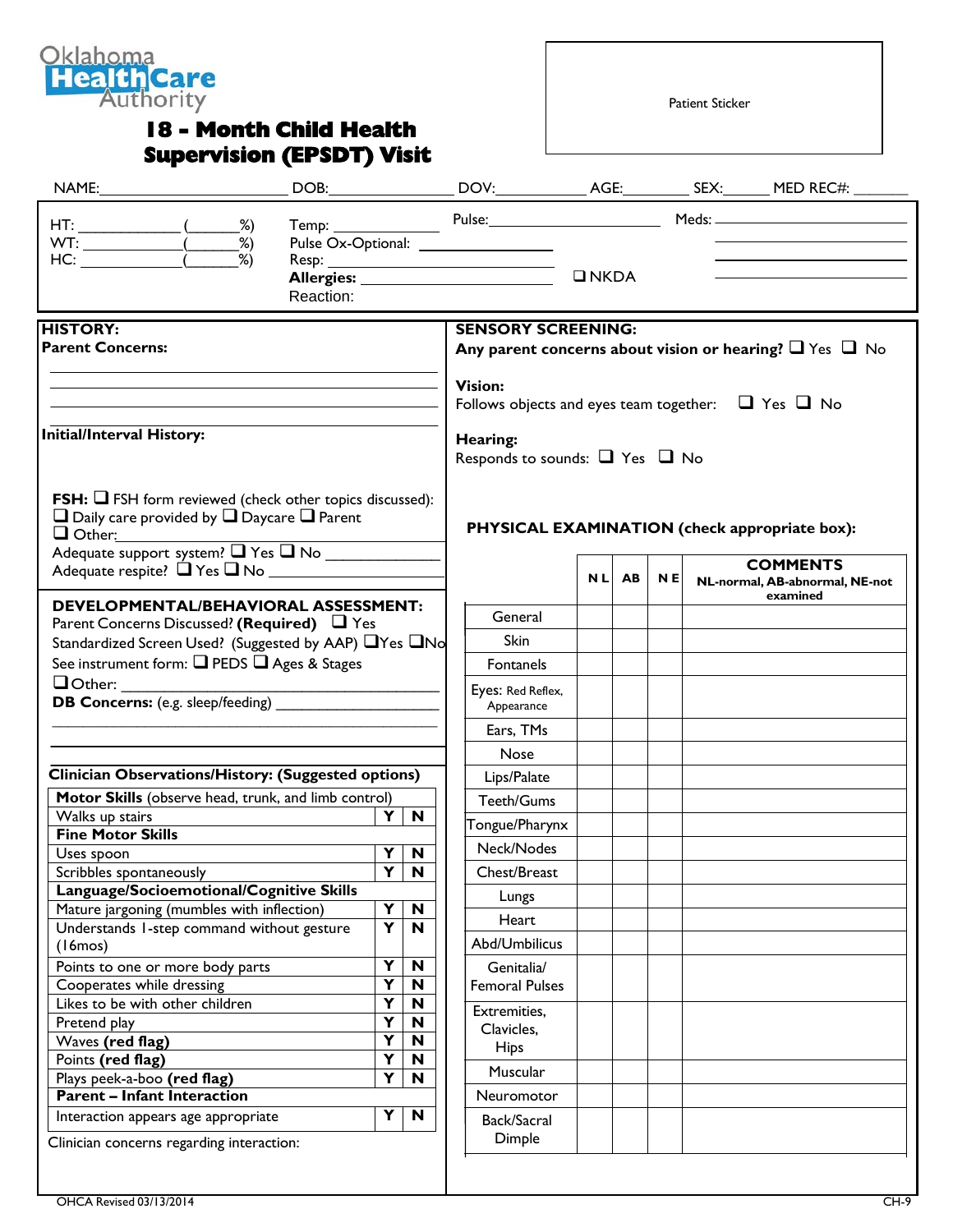Oklahoma HealthCare Authority

# 18 - Month Child Health Supervision (EPSDT) Visit

Patient Sticker

NAME:______________________ DOB:______________ DOV:__________ AGE:________ SEX:______ MED REC#: _______

HT: ____________ (______%) WT: ____________ (______%) HC: ____________ (______%)

Temp: ____________ Pulse Ox-Optional: ____________ Resp: ____________ **Allergies:** ____________ ❑ NKDA Reaction:

Pulse: ____________ Meds: ____________

## HISTORY:

**Parent Concerns:**

______________________________________________

______________________________________________

______________________________________________

**Initial/Interval History:**

**FSH:** ❑ FSH form reviewed (check other topics discussed):
❑ Daily care provided by ❑ Daycare ❑ Parent
❑ Other:_______________
Adequate support system? ❑ Yes ❑ No _____________
Adequate respite? ❑ Yes ❑ No _____________

## DEVELOPMENTAL/BEHAVIORAL ASSESSMENT:

Parent Concerns Discussed? **(Required)** ❑ Yes
Standardized Screen Used? (Suggested by AAP) ❑Yes ❑No
See instrument form: ❑ PEDS ❑ Ages & Stages
❑Other: _______________
**DB Concerns:** (e.g. sleep/feeding) _______________

______________________________________________

**Clinician Observations/History: (Suggested options)**

| **Motor Skills** (observe head, trunk, and limb control) | | |
|---|---|---|
| Walks up stairs | Y | N |
| **Fine Motor Skills** | | |
| Uses spoon | Y | N |
| Scribbles spontaneously | Y | N |
| **Language/Socioemotional/Cognitive Skills** | | |
| Mature jargoning (mumbles with inflection) | Y | N |
| Understands 1-step command without gesture (16mos) | Y | N |
| Points to one or more body parts | Y | N |
| Cooperates while dressing | Y | N |
| Likes to be with other children | Y | N |
| Pretend play | Y | N |
| Waves **(red flag)** | Y | N |
| Points **(red flag)** | Y | N |
| Plays peek-a-boo **(red flag)** | Y | N |
| **Parent – Infant Interaction** | | |
| Interaction appears age appropriate | Y | N |

Clinician concerns regarding interaction:

## SENSORY SCREENING:

**Any parent concerns about vision or hearing?** ❑ Yes ❑ No

**Vision:**
Follows objects and eyes team together: ❑ Yes ❑ No

**Hearing:**
Responds to sounds: ❑ Yes ❑ No

## PHYSICAL EXAMINATION (check appropriate box):

| | NL | AB | NE | **COMMENTS** NL-normal, AB-abnormal, NE-not examined |
|---|---|---|---|---|
| General | | | | |
| Skin | | | | |
| Fontanels | | | | |
| Eyes: Red Reflex, Appearance | | | | |
| Ears, TMs | | | | |
| Nose | | | | |
| Lips/Palate | | | | |
| Teeth/Gums | | | | |
| Tongue/Pharynx | | | | |
| Neck/Nodes | | | | |
| Chest/Breast | | | | |
| Lungs | | | | |
| Heart | | | | |
| Abd/Umbilicus | | | | |
| Genitalia/ Femoral Pulses | | | | |
| Extremities, Clavicles, Hips | | | | |
| Muscular | | | | |
| Neuromotor | | | | |
| Back/Sacral Dimple | | | | |

OHCA Revised 03/13/2014 CH-9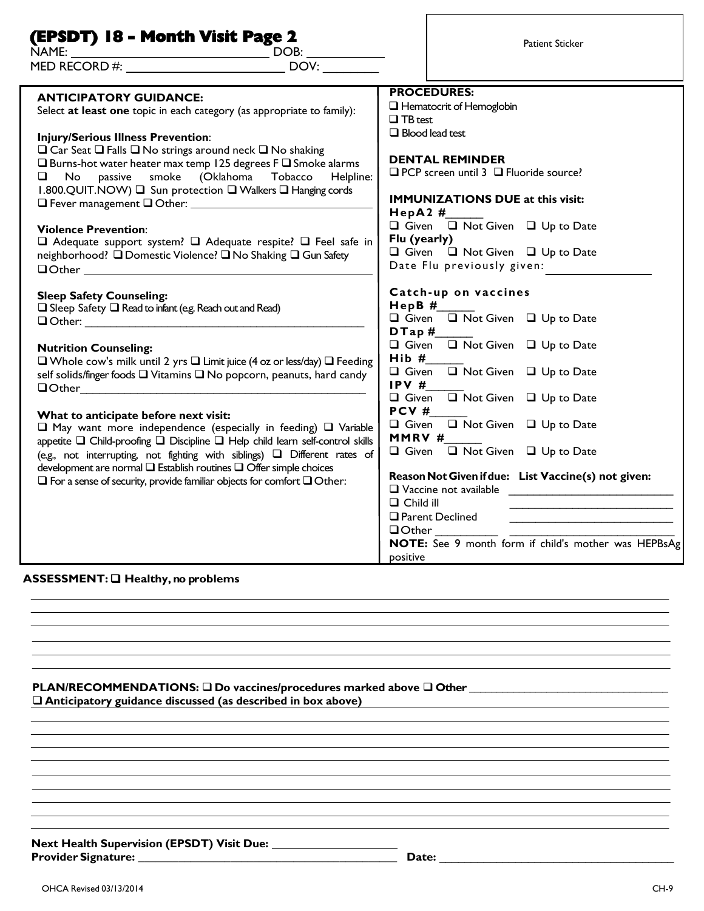# (EPSDT) 18 - Month Visit Page 2

NAME: ______________________________ DOB: ___________

MED RECORD #: ______________________ DOV: ________

Patient Sticker

**ANTICIPATORY GUIDANCE:**
Select **at least one** topic in each category (as appropriate to family):

**Injury/Serious Illness Prevention**:
❑ Car Seat ❑ Falls ❑ No strings around neck ❑ No shaking ❑ Burns-hot water heater max temp 125 degrees F ❑ Smoke alarms ❑ No passive smoke (Oklahoma Tobacco Helpline: 1.800.QUIT.NOW) ❑ Sun protection ❑ Walkers ❑ Hanging cords ❑ Fever management ❑ Other: ____________

**Violence Prevention**:
❑ Adequate support system? ❑ Adequate respite? ❑ Feel safe in neighborhood? ❑ Domestic Violence? ❑ No Shaking ❑ Gun Safety ❑ Other ____________

**Sleep Safety Counseling:**
❑ Sleep Safety ❑ Read to infant (e.g. Reach out and Read)
❑ Other: ____________

**Nutrition Counseling:**
❑ Whole cow's milk until 2 yrs ❑ Limit juice (4 oz or less/day) ❑ Feeding self solids/finger foods ❑ Vitamins ❑ No popcorn, peanuts, hard candy ❑ Other____________

**What to anticipate before next visit:**
❑ May want more independence (especially in feeding) ❑ Variable appetite ❑ Child-proofing ❑ Discipline ❑ Help child learn self-control skills (e.g., not interrupting, not fighting with siblings) ❑ Different rates of development are normal ❑ Establish routines ❑ Offer simple choices ❑ For a sense of security, provide familiar objects for comfort ❑ Other:

**PROCEDURES:**
❑ Hematocrit of Hemoglobin
❑ TB test
❑ Blood lead test

**DENTAL REMINDER**
❑ PCP screen until 3 ❑ Fluoride source?

**IMMUNIZATIONS DUE at this visit:**

**HepA2 #**______
❑ Given ❑ Not Given ❑ Up to Date

**Flu (yearly)**
❑ Given ❑ Not Given ❑ Up to Date
Date Flu previously given: ____________

**Catch-up on vaccines**

**HepB #**______
❑ Given ❑ Not Given ❑ Up to Date

**DTap #**______
❑ Given ❑ Not Given ❑ Up to Date

**Hib #**______
❑ Given ❑ Not Given ❑ Up to Date

**IPV #**______
❑ Given ❑ Not Given ❑ Up to Date

**PCV #**______
❑ Given ❑ Not Given ❑ Up to Date

**MMRV #**______
❑ Given ❑ Not Given ❑ Up to Date

**Reason Not Given if due: List Vaccine(s) not given:**
❑ Vaccine not available ____________
❑ Child ill ____________
❑ Parent Declined ____________
❑ Other ________ ____________

**NOTE:** See 9 month form if child's mother was HEPBsAg positive

**ASSESSMENT:** ❑ **Healthy, no problems**

**PLAN/RECOMMENDATIONS:** ❑ **Do vaccines/procedures marked above** ❑ **Other** ____________
❑ **Anticipatory guidance discussed (as described in box above)**

**Next Health Supervision (EPSDT) Visit Due:** ____________
**Provider Signature:** ____________ **Date:** ____________

OHCA Revised 03/13/2014 CH-9